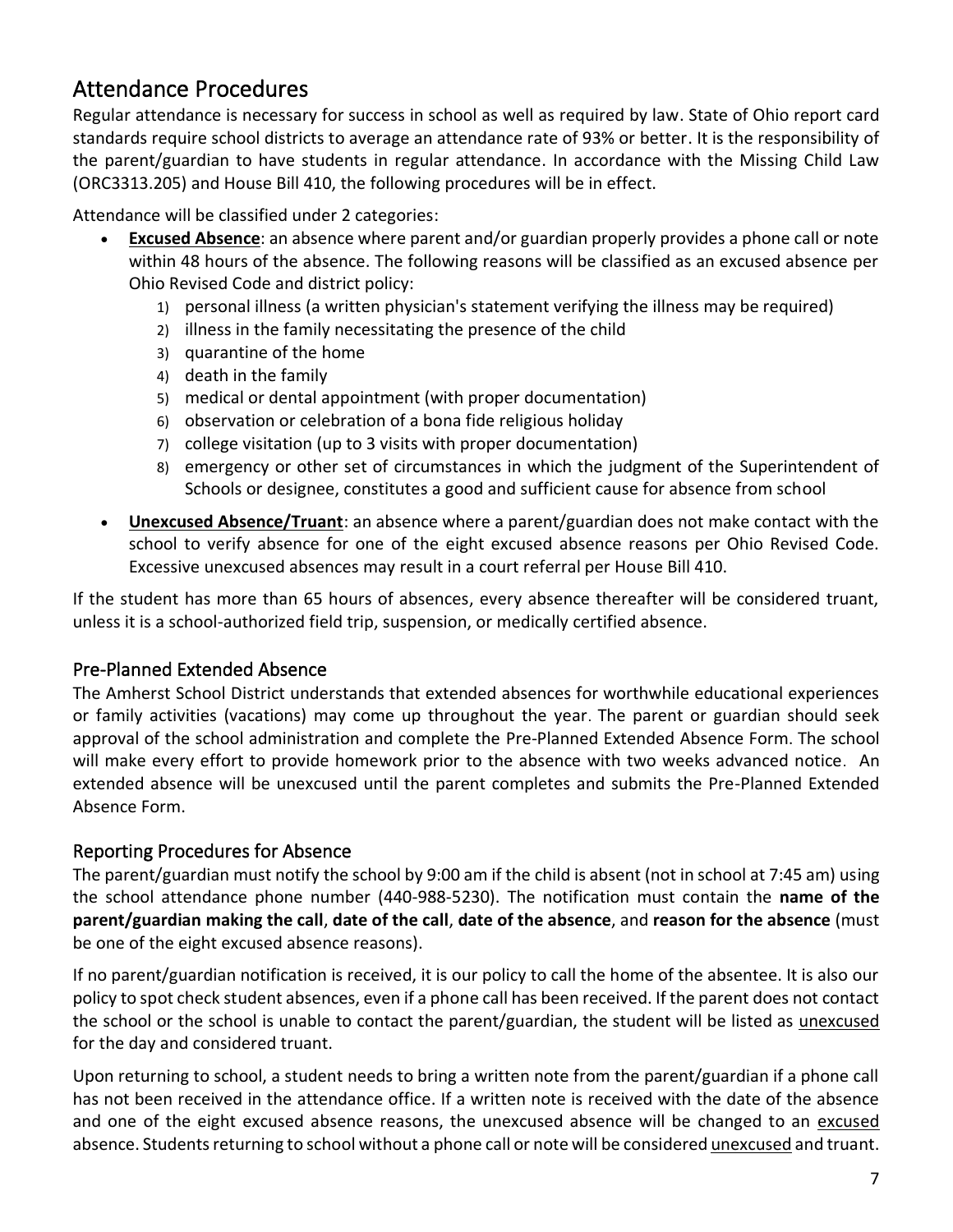## Attendance Procedures

Regular attendance is necessary for success in school as well as required by law. State of Ohio report card standards require school districts to average an attendance rate of 93% or better. It is the responsibility of the parent/guardian to have students in regular attendance. In accordance with the Missing Child Law (ORC3313.205) and House Bill 410, the following procedures will be in effect.

Attendance will be classified under 2 categories:

- **Excused Absence**: an absence where parent and/or guardian properly provides a phone call or note within 48 hours of the absence. The following reasons will be classified as an excused absence per Ohio Revised Code and district policy:
    1) personal illness (a written physician's statement verifying the illness may be required)
    2) illness in the family necessitating the presence of the child
    3) quarantine of the home
    4) death in the family
    5) medical or dental appointment (with proper documentation)
    6) observation or celebration of a bona fide religious holiday
    7) college visitation (up to 3 visits with proper documentation)
    8) emergency or other set of circumstances in which the judgment of the Superintendent of Schools or designee, constitutes a good and sufficient cause for absence from school
- **Unexcused Absence/Truant**: an absence where a parent/guardian does not make contact with the school to verify absence for one of the eight excused absence reasons per Ohio Revised Code. Excessive unexcused absences may result in a court referral per House Bill 410.

If the student has more than 65 hours of absences, every absence thereafter will be considered truant, unless it is a school-authorized field trip, suspension, or medically certified absence.

### Pre-Planned Extended Absence

The Amherst School District understands that extended absences for worthwhile educational experiences or family activities (vacations) may come up throughout the year. The parent or guardian should seek approval of the school administration and complete the Pre-Planned Extended Absence Form. The school will make every effort to provide homework prior to the absence with two weeks advanced notice. An extended absence will be unexcused until the parent completes and submits the Pre-Planned Extended Absence Form.

### Reporting Procedures for Absence

The parent/guardian must notify the school by 9:00 am if the child is absent (not in school at 7:45 am) using the school attendance phone number (440-988-5230). The notification must contain the **name of the parent/guardian making the call**, **date of the call**, **date of the absence**, and **reason for the absence** (must be one of the eight excused absence reasons).

If no parent/guardian notification is received, it is our policy to call the home of the absentee. It is also our policy to spot check student absences, even if a phone call has been received. If the parent does not contact the school or the school is unable to contact the parent/guardian, the student will be listed as unexcused for the day and considered truant.

Upon returning to school, a student needs to bring a written note from the parent/guardian if a phone call has not been received in the attendance office. If a written note is received with the date of the absence and one of the eight excused absence reasons, the unexcused absence will be changed to an excused absence. Students returning to school without a phone call or note will be considered unexcused and truant.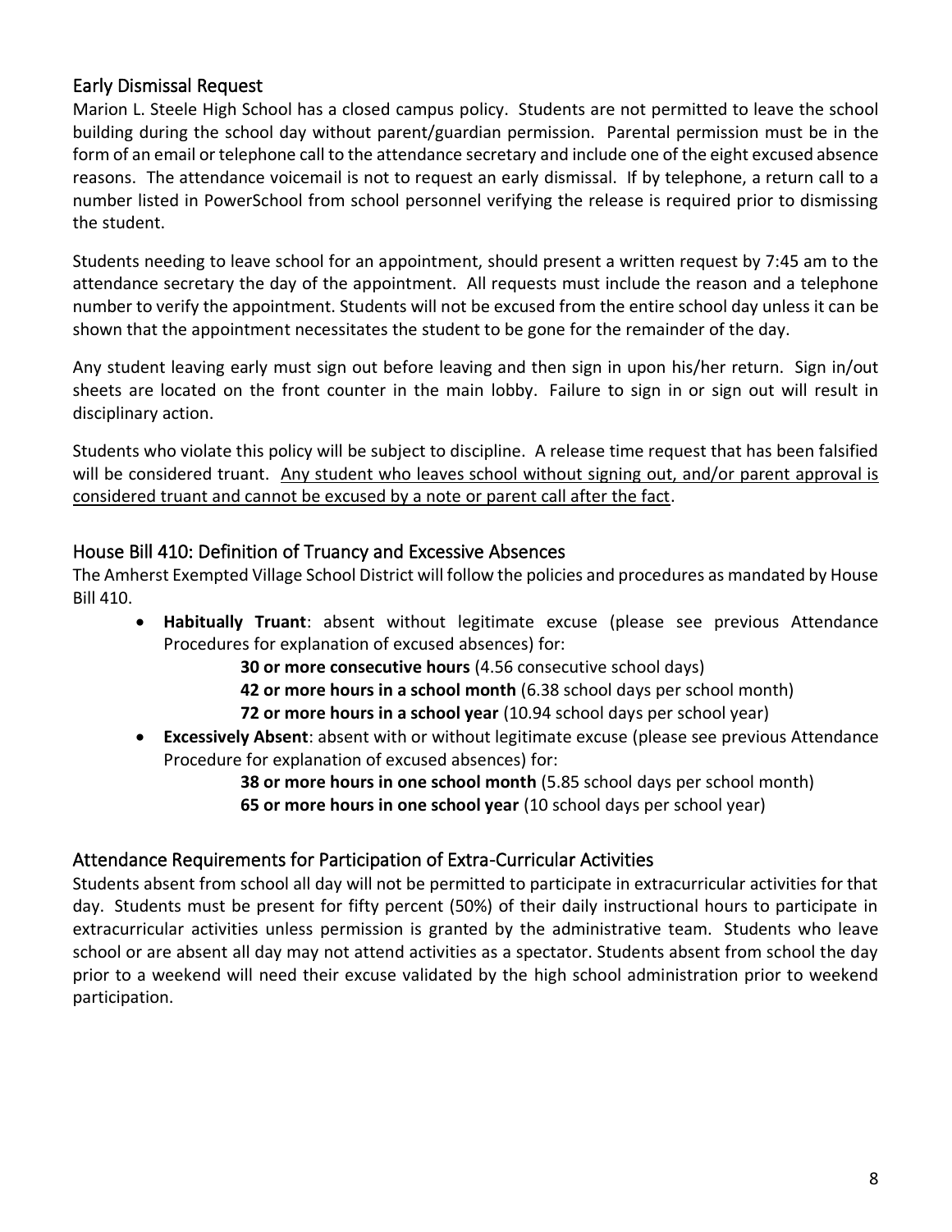## Early Dismissal Request

Marion L. Steele High School has a closed campus policy. Students are not permitted to leave the school building during the school day without parent/guardian permission. Parental permission must be in the form of an email or telephone call to the attendance secretary and include one of the eight excused absence reasons. The attendance voicemail is not to request an early dismissal. If by telephone, a return call to a number listed in PowerSchool from school personnel verifying the release is required prior to dismissing the student.

Students needing to leave school for an appointment, should present a written request by 7:45 am to the attendance secretary the day of the appointment. All requests must include the reason and a telephone number to verify the appointment. Students will not be excused from the entire school day unless it can be shown that the appointment necessitates the student to be gone for the remainder of the day.

Any student leaving early must sign out before leaving and then sign in upon his/her return. Sign in/out sheets are located on the front counter in the main lobby. Failure to sign in or sign out will result in disciplinary action.

Students who violate this policy will be subject to discipline. A release time request that has been falsified will be considered truant. <u>Any student who leaves school without signing out, and/or parent approval is considered truant and cannot be excused by a note or parent call after the fact</u>.

## House Bill 410: Definition of Truancy and Excessive Absences

The Amherst Exempted Village School District will follow the policies and procedures as mandated by House Bill 410.

- **Habitually Truant**: absent without legitimate excuse (please see previous Attendance Procedures for explanation of excused absences) for:
  - **30 or more consecutive hours** (4.56 consecutive school days)
  - **42 or more hours in a school month** (6.38 school days per school month)
  - **72 or more hours in a school year** (10.94 school days per school year)
- **Excessively Absent**: absent with or without legitimate excuse (please see previous Attendance Procedure for explanation of excused absences) for:
  - **38 or more hours in one school month** (5.85 school days per school month)
  - **65 or more hours in one school year** (10 school days per school year)

## Attendance Requirements for Participation of Extra-Curricular Activities

Students absent from school all day will not be permitted to participate in extracurricular activities for that day. Students must be present for fifty percent (50%) of their daily instructional hours to participate in extracurricular activities unless permission is granted by the administrative team. Students who leave school or are absent all day may not attend activities as a spectator. Students absent from school the day prior to a weekend will need their excuse validated by the high school administration prior to weekend participation.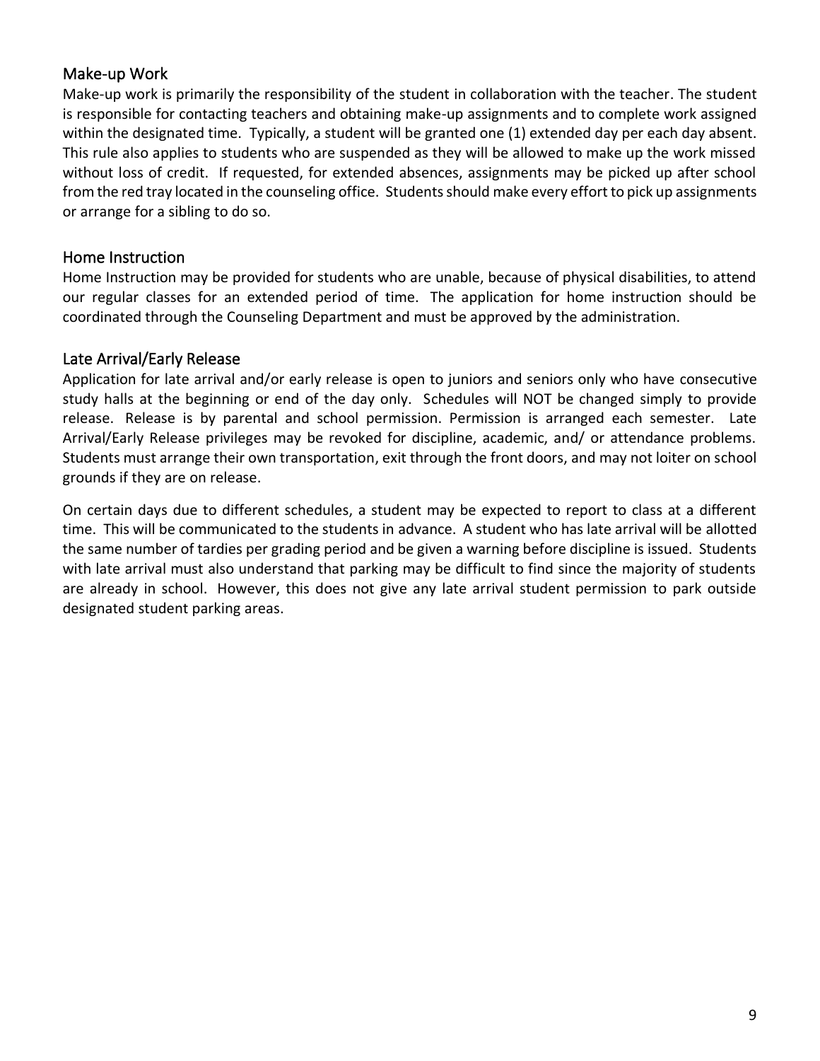## Make-up Work

Make-up work is primarily the responsibility of the student in collaboration with the teacher. The student is responsible for contacting teachers and obtaining make-up assignments and to complete work assigned within the designated time. Typically, a student will be granted one (1) extended day per each day absent. This rule also applies to students who are suspended as they will be allowed to make up the work missed without loss of credit. If requested, for extended absences, assignments may be picked up after school from the red tray located in the counseling office. Students should make every effort to pick up assignments or arrange for a sibling to do so.

## Home Instruction

Home Instruction may be provided for students who are unable, because of physical disabilities, to attend our regular classes for an extended period of time. The application for home instruction should be coordinated through the Counseling Department and must be approved by the administration.

## Late Arrival/Early Release

Application for late arrival and/or early release is open to juniors and seniors only who have consecutive study halls at the beginning or end of the day only. Schedules will NOT be changed simply to provide release. Release is by parental and school permission. Permission is arranged each semester. Late Arrival/Early Release privileges may be revoked for discipline, academic, and/ or attendance problems. Students must arrange their own transportation, exit through the front doors, and may not loiter on school grounds if they are on release.

On certain days due to different schedules, a student may be expected to report to class at a different time. This will be communicated to the students in advance. A student who has late arrival will be allotted the same number of tardies per grading period and be given a warning before discipline is issued. Students with late arrival must also understand that parking may be difficult to find since the majority of students are already in school. However, this does not give any late arrival student permission to park outside designated student parking areas.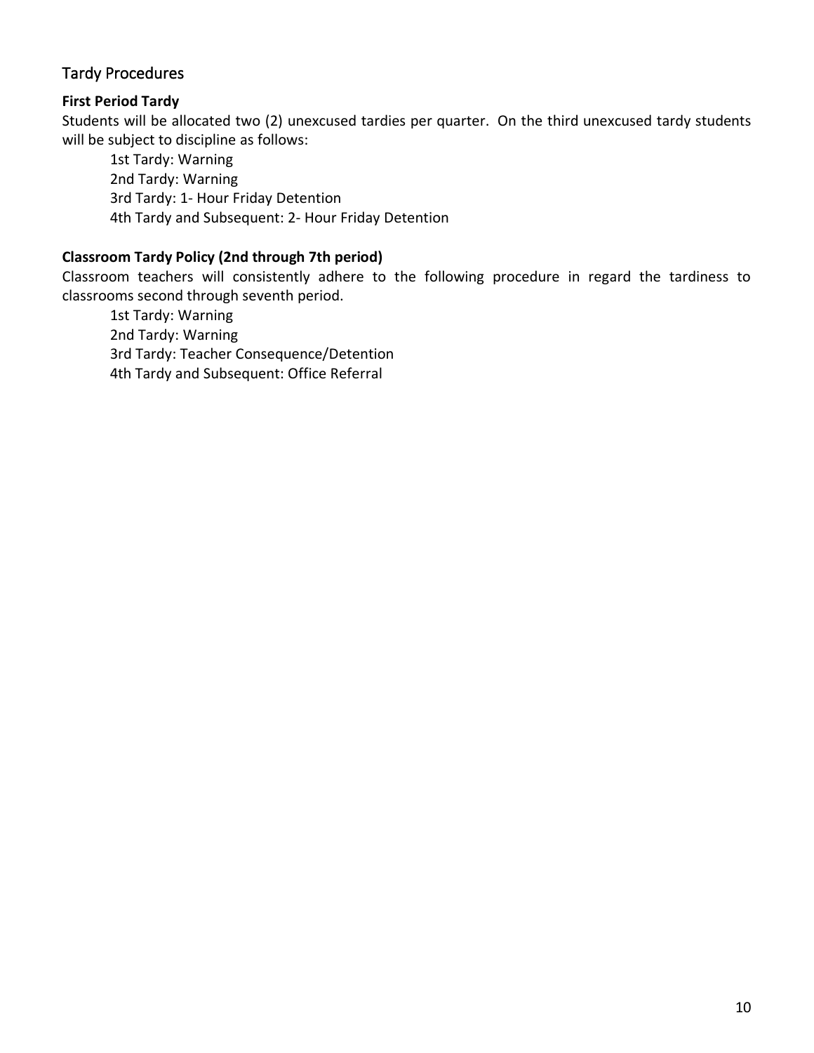## Tardy Procedures

### First Period Tardy

Students will be allocated two (2) unexcused tardies per quarter. On the third unexcused tardy students will be subject to discipline as follows:

1st Tardy: Warning
2nd Tardy: Warning
3rd Tardy: 1- Hour Friday Detention
4th Tardy and Subsequent: 2- Hour Friday Detention

### Classroom Tardy Policy (2nd through 7th period)

Classroom teachers will consistently adhere to the following procedure in regard the tardiness to classrooms second through seventh period.

1st Tardy: Warning
2nd Tardy: Warning
3rd Tardy: Teacher Consequence/Detention
4th Tardy and Subsequent: Office Referral